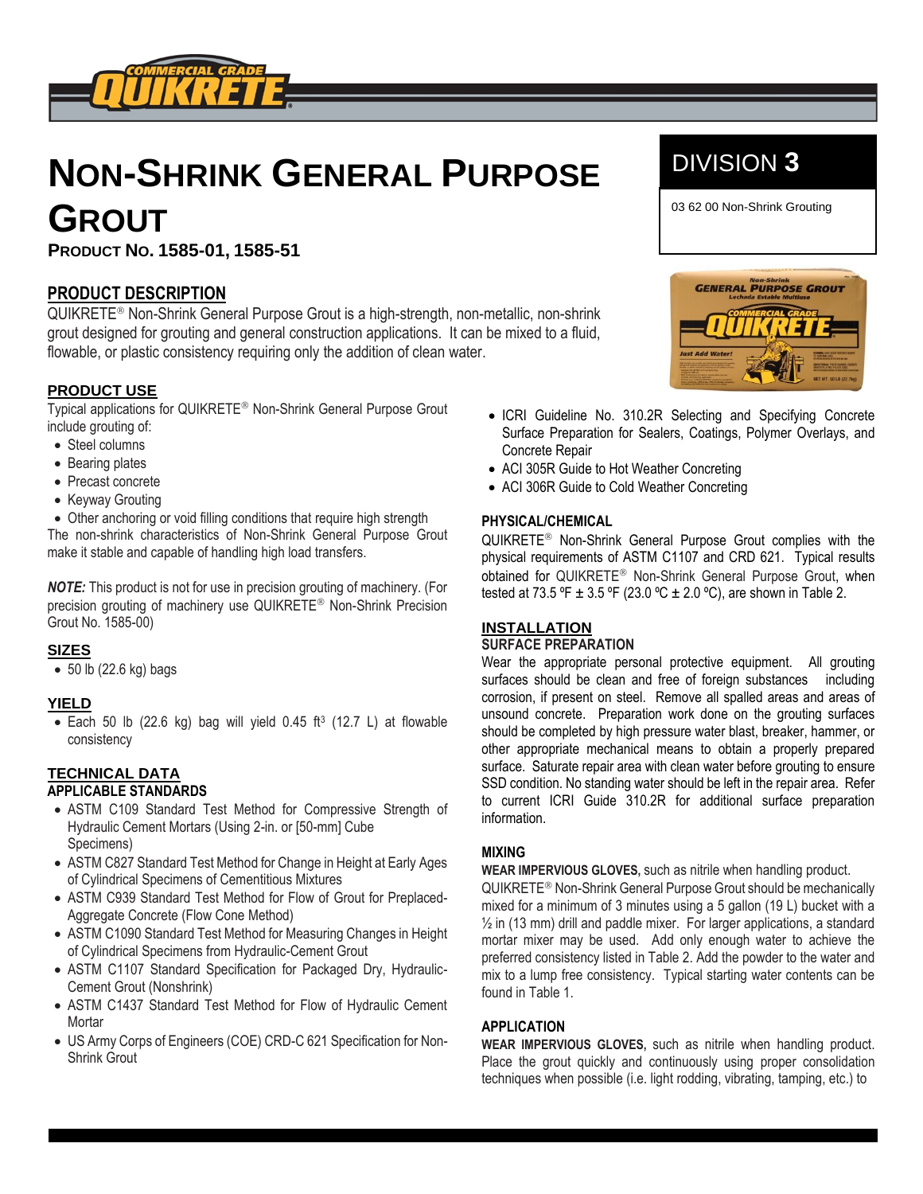# NON-SHRINK GENERAL PURPOSE GROUT

**PRODUCT NO. 1585-01, 1585-51**

DIVISION **3**

03 62 00 Non-Shrink Grouting

## PRODUCT DESCRIPTION

QUIKRETE® Non-Shrink General Purpose Grout is a high-strength, non-metallic, non-shrink grout designed for grouting and general construction applications. It can be mixed to a fluid, flowable, or plastic consistency requiring only the addition of clean water.

### PRODUCT USE

Typical applications for QUIKRETE® Non-Shrink General Purpose Grout include grouting of:

- Steel columns
- Bearing plates
- Precast concrete
- Keyway Grouting
- Other anchoring or void filling conditions that require high strength

The non-shrink characteristics of Non-Shrink General Purpose Grout make it stable and capable of handling high load transfers.

***NOTE:*** This product is not for use in precision grouting of machinery. (For precision grouting of machinery use QUIKRETE® Non-Shrink Precision Grout No. 1585-00)

### SIZES

- 50 lb (22.6 kg) bags

### YIELD

- Each 50 lb (22.6 kg) bag will yield 0.45 ft³ (12.7 L) at flowable consistency

### TECHNICAL DATA

**APPLICABLE STANDARDS**

- ASTM C109 Standard Test Method for Compressive Strength of Hydraulic Cement Mortars (Using 2-in. or [50-mm] Cube Specimens)
- ASTM C827 Standard Test Method for Change in Height at Early Ages of Cylindrical Specimens of Cementitious Mixtures
- ASTM C939 Standard Test Method for Flow of Grout for Preplaced-Aggregate Concrete (Flow Cone Method)
- ASTM C1090 Standard Test Method for Measuring Changes in Height of Cylindrical Specimens from Hydraulic-Cement Grout
- ASTM C1107 Standard Specification for Packaged Dry, Hydraulic-Cement Grout (Nonshrink)
- ASTM C1437 Standard Test Method for Flow of Hydraulic Cement Mortar
- US Army Corps of Engineers (COE) CRD-C 621 Specification for Non-Shrink Grout
- ICRI Guideline No. 310.2R Selecting and Specifying Concrete Surface Preparation for Sealers, Coatings, Polymer Overlays, and Concrete Repair
- ACI 305R Guide to Hot Weather Concreting
- ACI 306R Guide to Cold Weather Concreting

**PHYSICAL/CHEMICAL**

QUIKRETE® Non-Shrink General Purpose Grout complies with the physical requirements of ASTM C1107 and CRD 621. Typical results obtained for QUIKRETE® Non-Shrink General Purpose Grout, when tested at 73.5 ºF ± 3.5 ºF (23.0 ºC ± 2.0 ºC), are shown in Table 2.

### INSTALLATION

**SURFACE PREPARATION**

Wear the appropriate personal protective equipment. All grouting surfaces should be clean and free of foreign substances including corrosion, if present on steel. Remove all spalled areas and areas of unsound concrete. Preparation work done on the grouting surfaces should be completed by high pressure water blast, breaker, hammer, or other appropriate mechanical means to obtain a properly prepared surface. Saturate repair area with clean water before grouting to ensure SSD condition. No standing water should be left in the repair area. Refer to current ICRI Guide 310.2R for additional surface preparation information.

**MIXING**

**WEAR IMPERVIOUS GLOVES,** such as nitrile when handling product. QUIKRETE® Non-Shrink General Purpose Grout should be mechanically mixed for a minimum of 3 minutes using a 5 gallon (19 L) bucket with a ½ in (13 mm) drill and paddle mixer. For larger applications, a standard mortar mixer may be used. Add only enough water to achieve the preferred consistency listed in Table 2. Add the powder to the water and mix to a lump free consistency. Typical starting water contents can be found in Table 1.

**APPLICATION**

**WEAR IMPERVIOUS GLOVES**, such as nitrile when handling product. Place the grout quickly and continuously using proper consolidation techniques when possible (i.e. light rodding, vibrating, tamping, etc.) to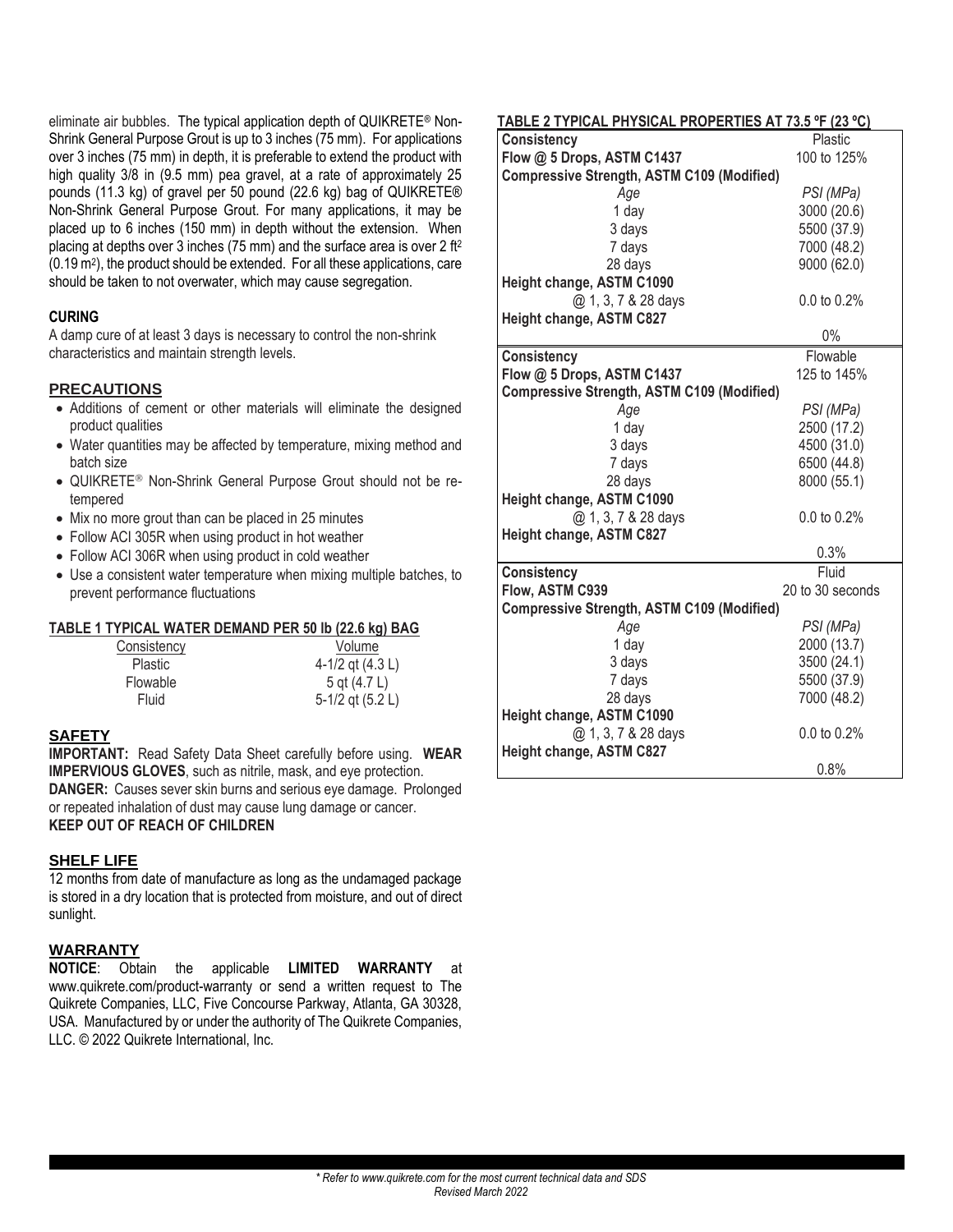eliminate air bubbles. The typical application depth of QUIKRETE® Non-Shrink General Purpose Grout is up to 3 inches (75 mm). For applications over 3 inches (75 mm) in depth, it is preferable to extend the product with high quality 3/8 in (9.5 mm) pea gravel, at a rate of approximately 25 pounds (11.3 kg) of gravel per 50 pound (22.6 kg) bag of QUIKRETE® Non-Shrink General Purpose Grout. For many applications, it may be placed up to 6 inches (150 mm) in depth without the extension. When placing at depths over 3 inches (75 mm) and the surface area is over 2 ft² (0.19 m²), the product should be extended. For all these applications, care should be taken to not overwater, which may cause segregation.

### CURING

A damp cure of at least 3 days is necessary to control the non-shrink characteristics and maintain strength levels.

## PRECAUTIONS

- Additions of cement or other materials will eliminate the designed product qualities
- Water quantities may be affected by temperature, mixing method and batch size
- QUIKRETE® Non-Shrink General Purpose Grout should not be re-tempered
- Mix no more grout than can be placed in 25 minutes
- Follow ACI 305R when using product in hot weather
- Follow ACI 306R when using product in cold weather
- Use a consistent water temperature when mixing multiple batches, to prevent performance fluctuations

### TABLE 1 TYPICAL WATER DEMAND PER 50 lb (22.6 kg) BAG

| Consistency | Volume |
|---|---|
| Plastic | 4-1/2 qt (4.3 L) |
| Flowable | 5 qt (4.7 L) |
| Fluid | 5-1/2 qt (5.2 L) |

## SAFETY

**IMPORTANT:** Read Safety Data Sheet carefully before using. **WEAR IMPERVIOUS GLOVES**, such as nitrile, mask, and eye protection.
**DANGER:** Causes sever skin burns and serious eye damage. Prolonged or repeated inhalation of dust may cause lung damage or cancer.
**KEEP OUT OF REACH OF CHILDREN**

## SHELF LIFE

12 months from date of manufacture as long as the undamaged package is stored in a dry location that is protected from moisture, and out of direct sunlight.

## WARRANTY

**NOTICE**: Obtain the applicable **LIMITED WARRANTY** at www.quikrete.com/product-warranty or send a written request to The Quikrete Companies, LLC, Five Concourse Parkway, Atlanta, GA 30328, USA. Manufactured by or under the authority of The Quikrete Companies, LLC. © 2022 Quikrete International, Inc.

### TABLE 2 TYPICAL PHYSICAL PROPERTIES AT 73.5 ºF (23 ºC)

| | |
|---|---|
| **Consistency** | Plastic |
| **Flow @ 5 Drops, ASTM C1437** | 100 to 125% |
| **Compressive Strength, ASTM C109 (Modified)** | |
| *Age* | *PSI (MPa)* |
| 1 day | 3000 (20.6) |
| 3 days | 5500 (37.9) |
| 7 days | 7000 (48.2) |
| 28 days | 9000 (62.0) |
| **Height change, ASTM C1090** | |
| @ 1, 3, 7 & 28 days | 0.0 to 0.2% |
| **Height change, ASTM C827** | |
| | 0% |
| **Consistency** | Flowable |
| **Flow @ 5 Drops, ASTM C1437** | 125 to 145% |
| **Compressive Strength, ASTM C109 (Modified)** | |
| *Age* | *PSI (MPa)* |
| 1 day | 2500 (17.2) |
| 3 days | 4500 (31.0) |
| 7 days | 6500 (44.8) |
| 28 days | 8000 (55.1) |
| **Height change, ASTM C1090** | |
| @ 1, 3, 7 & 28 days | 0.0 to 0.2% |
| **Height change, ASTM C827** | |
| | 0.3% |
| **Consistency** | Fluid |
| **Flow, ASTM C939** | 20 to 30 seconds |
| **Compressive Strength, ASTM C109 (Modified)** | |
| *Age* | *PSI (MPa)* |
| 1 day | 2000 (13.7) |
| 3 days | 3500 (24.1) |
| 7 days | 5500 (37.9) |
| 28 days | 7000 (48.2) |
| **Height change, ASTM C1090** | |
| @ 1, 3, 7 & 28 days | 0.0 to 0.2% |
| **Height change, ASTM C827** | |
| | 0.8% |

*\* Refer to www.quikrete.com for the most current technical data and SDS*
*Revised March 2022*